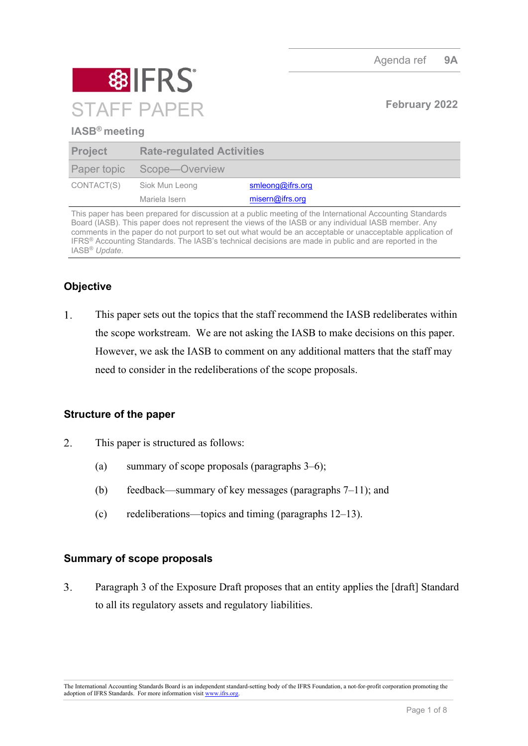Agenda ref 9A

# IFRS STAFF PAPER

February 2022

**IASB® meeting**

| Project | Rate-regulated Activities | |
|---|---|---|
| Paper topic | Scope—Overview | |
| CONTACT(S) | Siok Mun Leong | smleong@ifrs.org |
| | Mariela Isern | misern@ifrs.org |

This paper has been prepared for discussion at a public meeting of the International Accounting Standards Board (IASB). This paper does not represent the views of the IASB or any individual IASB member. Any comments in the paper do not purport to set out what would be an acceptable or unacceptable application of IFRS® Accounting Standards. The IASB's technical decisions are made in public and are reported in the IASB® *Update*.

## Objective

1. This paper sets out the topics that the staff recommend the IASB redeliberates within the scope workstream. We are not asking the IASB to make decisions on this paper. However, we ask the IASB to comment on any additional matters that the staff may need to consider in the redeliberations of the scope proposals.

## Structure of the paper

2. This paper is structured as follows:

   (a) summary of scope proposals (paragraphs 3–6);

   (b) feedback—summary of key messages (paragraphs 7–11); and

   (c) redeliberations—topics and timing (paragraphs 12–13).

## Summary of scope proposals

3. Paragraph 3 of the Exposure Draft proposes that an entity applies the [draft] Standard to all its regulatory assets and regulatory liabilities.

The International Accounting Standards Board is an independent standard-setting body of the IFRS Foundation, a not-for-profit corporation promoting the adoption of IFRS Standards. For more information visit www.ifrs.org.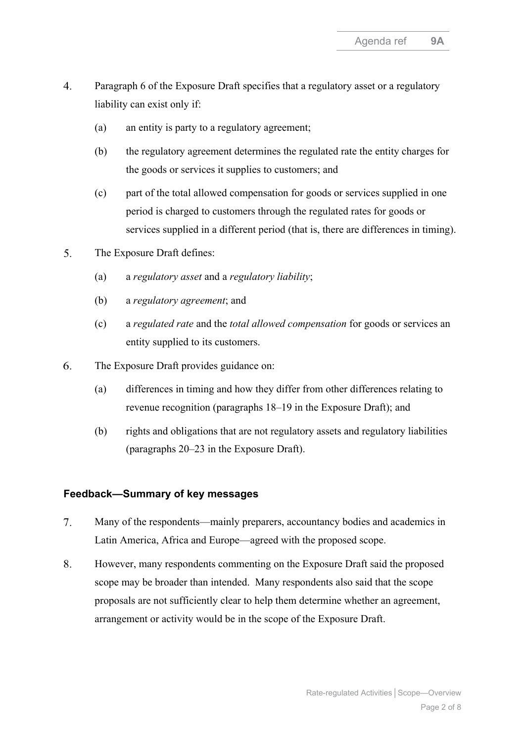4. Paragraph 6 of the Exposure Draft specifies that a regulatory asset or a regulatory liability can exist only if:

   (a) an entity is party to a regulatory agreement;

   (b) the regulatory agreement determines the regulated rate the entity charges for the goods or services it supplies to customers; and

   (c) part of the total allowed compensation for goods or services supplied in one period is charged to customers through the regulated rates for goods or services supplied in a different period (that is, there are differences in timing).

5. The Exposure Draft defines:

   (a) a *regulatory asset* and a *regulatory liability*;

   (b) a *regulatory agreement*; and

   (c) a *regulated rate* and the *total allowed compensation* for goods or services an entity supplied to its customers.

6. The Exposure Draft provides guidance on:

   (a) differences in timing and how they differ from other differences relating to revenue recognition (paragraphs 18–19 in the Exposure Draft); and

   (b) rights and obligations that are not regulatory assets and regulatory liabilities (paragraphs 20–23 in the Exposure Draft).

## Feedback—Summary of key messages

7. Many of the respondents—mainly preparers, accountancy bodies and academics in Latin America, Africa and Europe—agreed with the proposed scope.

8. However, many respondents commenting on the Exposure Draft said the proposed scope may be broader than intended. Many respondents also said that the scope proposals are not sufficiently clear to help them determine whether an agreement, arrangement or activity would be in the scope of the Exposure Draft.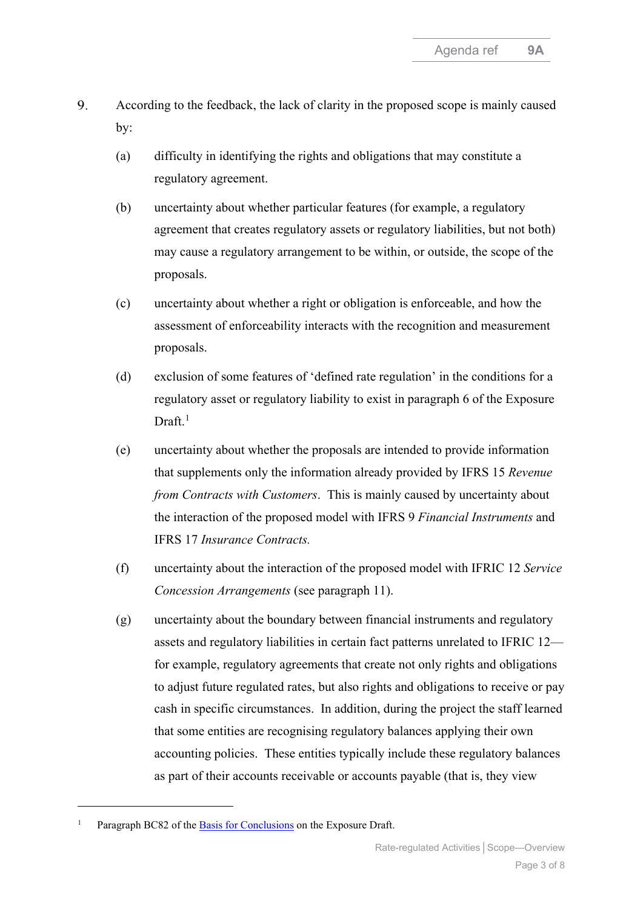9. According to the feedback, the lack of clarity in the proposed scope is mainly caused by:

   (a) difficulty in identifying the rights and obligations that may constitute a regulatory agreement.

   (b) uncertainty about whether particular features (for example, a regulatory agreement that creates regulatory assets or regulatory liabilities, but not both) may cause a regulatory arrangement to be within, or outside, the scope of the proposals.

   (c) uncertainty about whether a right or obligation is enforceable, and how the assessment of enforceability interacts with the recognition and measurement proposals.

   (d) exclusion of some features of 'defined rate regulation' in the conditions for a regulatory asset or regulatory liability to exist in paragraph 6 of the Exposure Draft.[1]

   (e) uncertainty about whether the proposals are intended to provide information that supplements only the information already provided by IFRS 15 *Revenue from Contracts with Customers*. This is mainly caused by uncertainty about the interaction of the proposed model with IFRS 9 *Financial Instruments* and IFRS 17 *Insurance Contracts.*

   (f) uncertainty about the interaction of the proposed model with IFRIC 12 *Service Concession Arrangements* (see paragraph 11).

   (g) uncertainty about the boundary between financial instruments and regulatory assets and regulatory liabilities in certain fact patterns unrelated to IFRIC 12—for example, regulatory agreements that create not only rights and obligations to adjust future regulated rates, but also rights and obligations to receive or pay cash in specific circumstances. In addition, during the project the staff learned that some entities are recognising regulatory balances applying their own accounting policies. These entities typically include these regulatory balances as part of their accounts receivable or accounts payable (that is, they view

---

[1] Paragraph BC82 of the Basis for Conclusions on the Exposure Draft.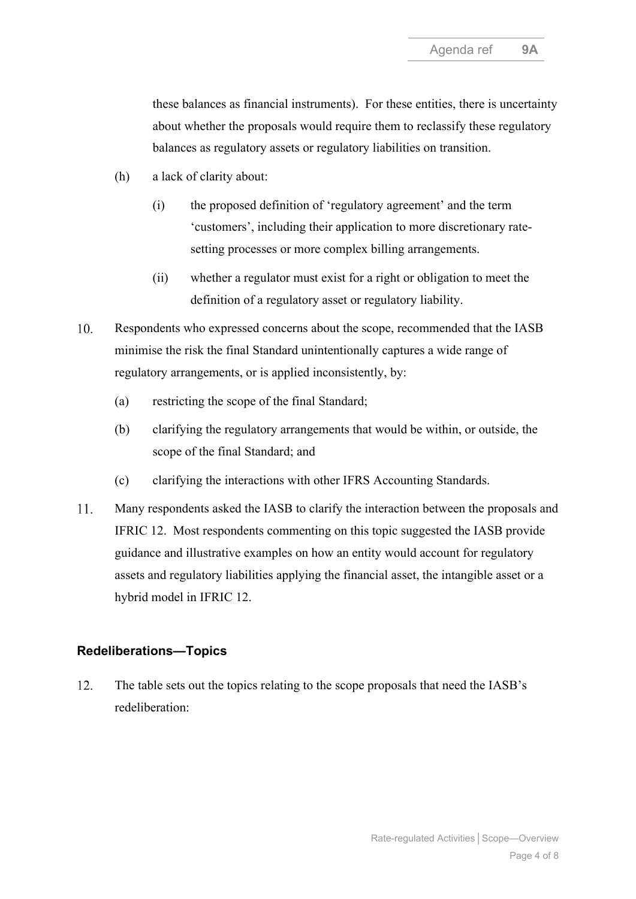these balances as financial instruments). For these entities, there is uncertainty about whether the proposals would require them to reclassify these regulatory balances as regulatory assets or regulatory liabilities on transition.

(h) a lack of clarity about:

  (i) the proposed definition of 'regulatory agreement' and the term 'customers', including their application to more discretionary rate-setting processes or more complex billing arrangements.

  (ii) whether a regulator must exist for a right or obligation to meet the definition of a regulatory asset or regulatory liability.

10. Respondents who expressed concerns about the scope, recommended that the IASB minimise the risk the final Standard unintentionally captures a wide range of regulatory arrangements, or is applied inconsistently, by:

  (a) restricting the scope of the final Standard;

  (b) clarifying the regulatory arrangements that would be within, or outside, the scope of the final Standard; and

  (c) clarifying the interactions with other IFRS Accounting Standards.

11. Many respondents asked the IASB to clarify the interaction between the proposals and IFRIC 12. Most respondents commenting on this topic suggested the IASB provide guidance and illustrative examples on how an entity would account for regulatory assets and regulatory liabilities applying the financial asset, the intangible asset or a hybrid model in IFRIC 12.

## Redeliberations—Topics

12. The table sets out the topics relating to the scope proposals that need the IASB's redeliberation: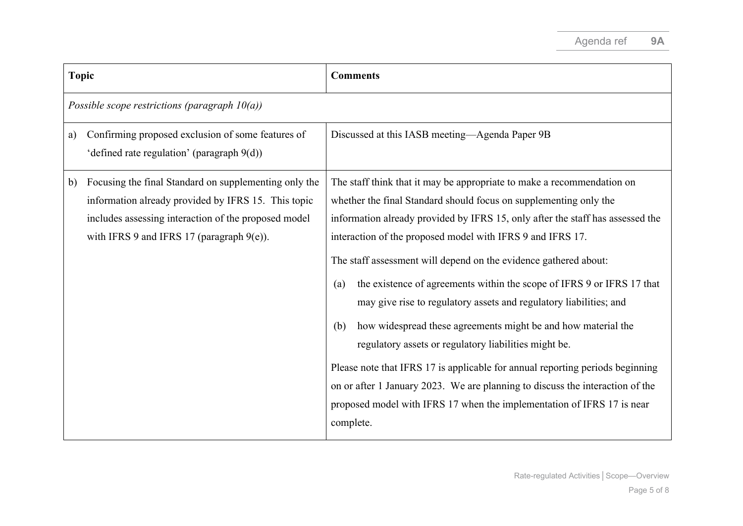| Topic | Comments |
| --- | --- |
| *Possible scope restrictions (paragraph 10(a))* | |
| a) Confirming proposed exclusion of some features of 'defined rate regulation' (paragraph 9(d)) | Discussed at this IASB meeting—Agenda Paper 9B |
| b) Focusing the final Standard on supplementing only the information already provided by IFRS 15. This topic includes assessing interaction of the proposed model with IFRS 9 and IFRS 17 (paragraph 9(e)). | The staff think that it may be appropriate to make a recommendation on whether the final Standard should focus on supplementing only the information already provided by IFRS 15, only after the staff has assessed the interaction of the proposed model with IFRS 9 and IFRS 17.<br><br>The staff assessment will depend on the evidence gathered about:<br><br>(a) the existence of agreements within the scope of IFRS 9 or IFRS 17 that may give rise to regulatory assets and regulatory liabilities; and<br><br>(b) how widespread these agreements might be and how material the regulatory assets or regulatory liabilities might be.<br><br>Please note that IFRS 17 is applicable for annual reporting periods beginning on or after 1 January 2023. We are planning to discuss the interaction of the proposed model with IFRS 17 when the implementation of IFRS 17 is near complete. |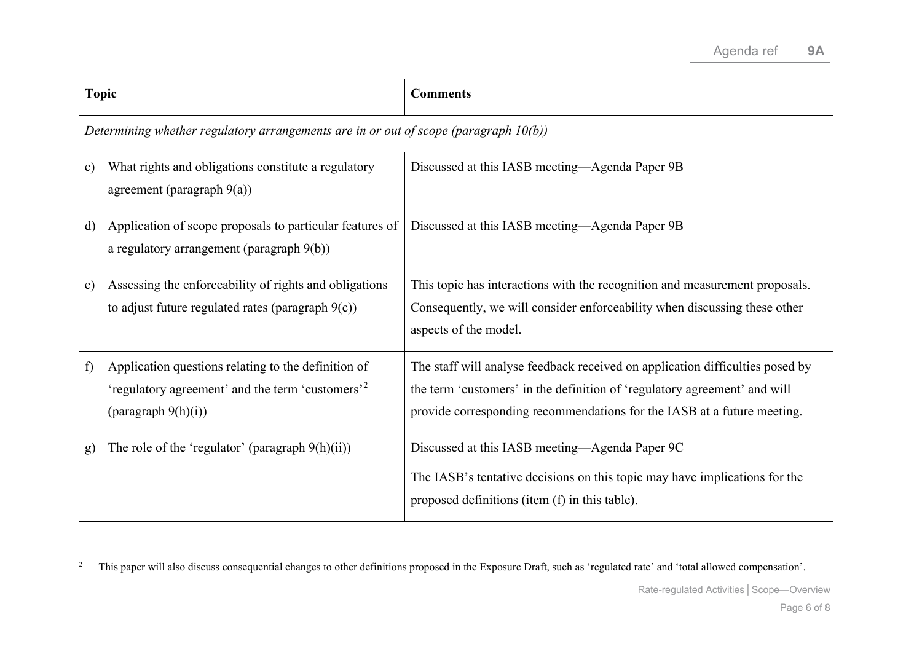| Topic | Comments |
|---|---|
| *Determining whether regulatory arrangements are in or out of scope (paragraph 10(b))* | |
| c) What rights and obligations constitute a regulatory agreement (paragraph 9(a)) | Discussed at this IASB meeting—Agenda Paper 9B |
| d) Application of scope proposals to particular features of a regulatory arrangement (paragraph 9(b)) | Discussed at this IASB meeting—Agenda Paper 9B |
| e) Assessing the enforceability of rights and obligations to adjust future regulated rates (paragraph 9(c)) | This topic has interactions with the recognition and measurement proposals. Consequently, we will consider enforceability when discussing these other aspects of the model. |
| f) Application questions relating to the definition of 'regulatory agreement' and the term 'customers'[2] (paragraph 9(h)(i)) | The staff will analyse feedback received on application difficulties posed by the term 'customers' in the definition of 'regulatory agreement' and will provide corresponding recommendations for the IASB at a future meeting. |
| g) The role of the 'regulator' (paragraph 9(h)(ii)) | Discussed at this IASB meeting—Agenda Paper 9C<br><br>The IASB's tentative decisions on this topic may have implications for the proposed definitions (item (f) in this table). |

[2] This paper will also discuss consequential changes to other definitions proposed in the Exposure Draft, such as 'regulated rate' and 'total allowed compensation'.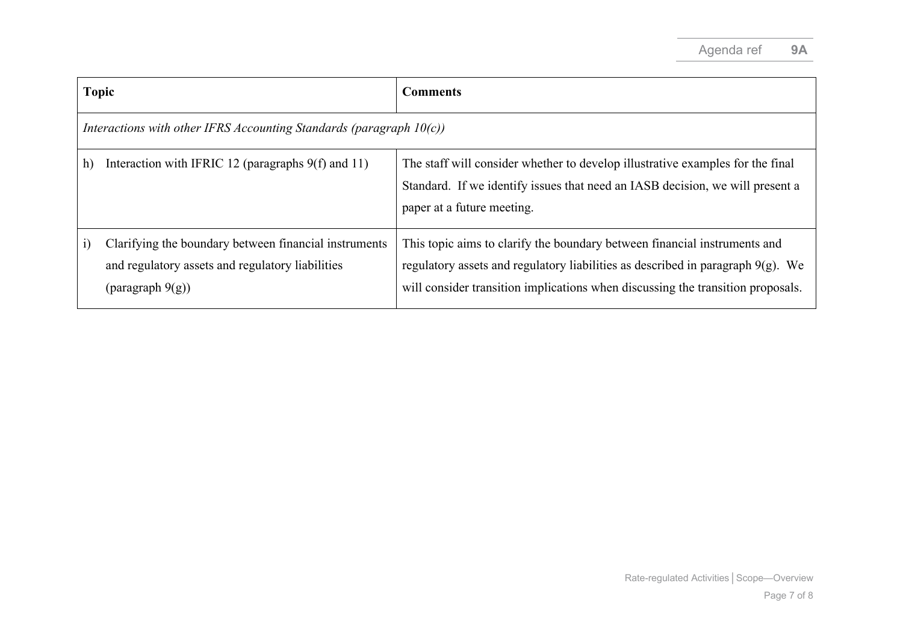| Topic | Comments |
|---|---|
| *Interactions with other IFRS Accounting Standards (paragraph 10(c))* | |
| h) Interaction with IFRIC 12 (paragraphs 9(f) and 11) | The staff will consider whether to develop illustrative examples for the final Standard. If we identify issues that need an IASB decision, we will present a paper at a future meeting. |
| i) Clarifying the boundary between financial instruments and regulatory assets and regulatory liabilities (paragraph 9(g)) | This topic aims to clarify the boundary between financial instruments and regulatory assets and regulatory liabilities as described in paragraph 9(g). We will consider transition implications when discussing the transition proposals. |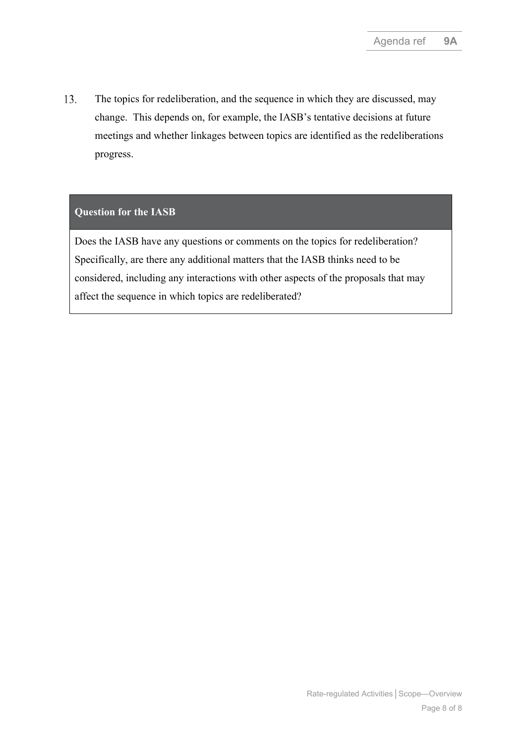13. The topics for redeliberation, and the sequence in which they are discussed, may change. This depends on, for example, the IASB's tentative decisions at future meetings and whether linkages between topics are identified as the redeliberations progress.

| **Question for the IASB** |
| --- |
| Does the IASB have any questions or comments on the topics for redeliberation? Specifically, are there any additional matters that the IASB thinks need to be considered, including any interactions with other aspects of the proposals that may affect the sequence in which topics are redeliberated? |